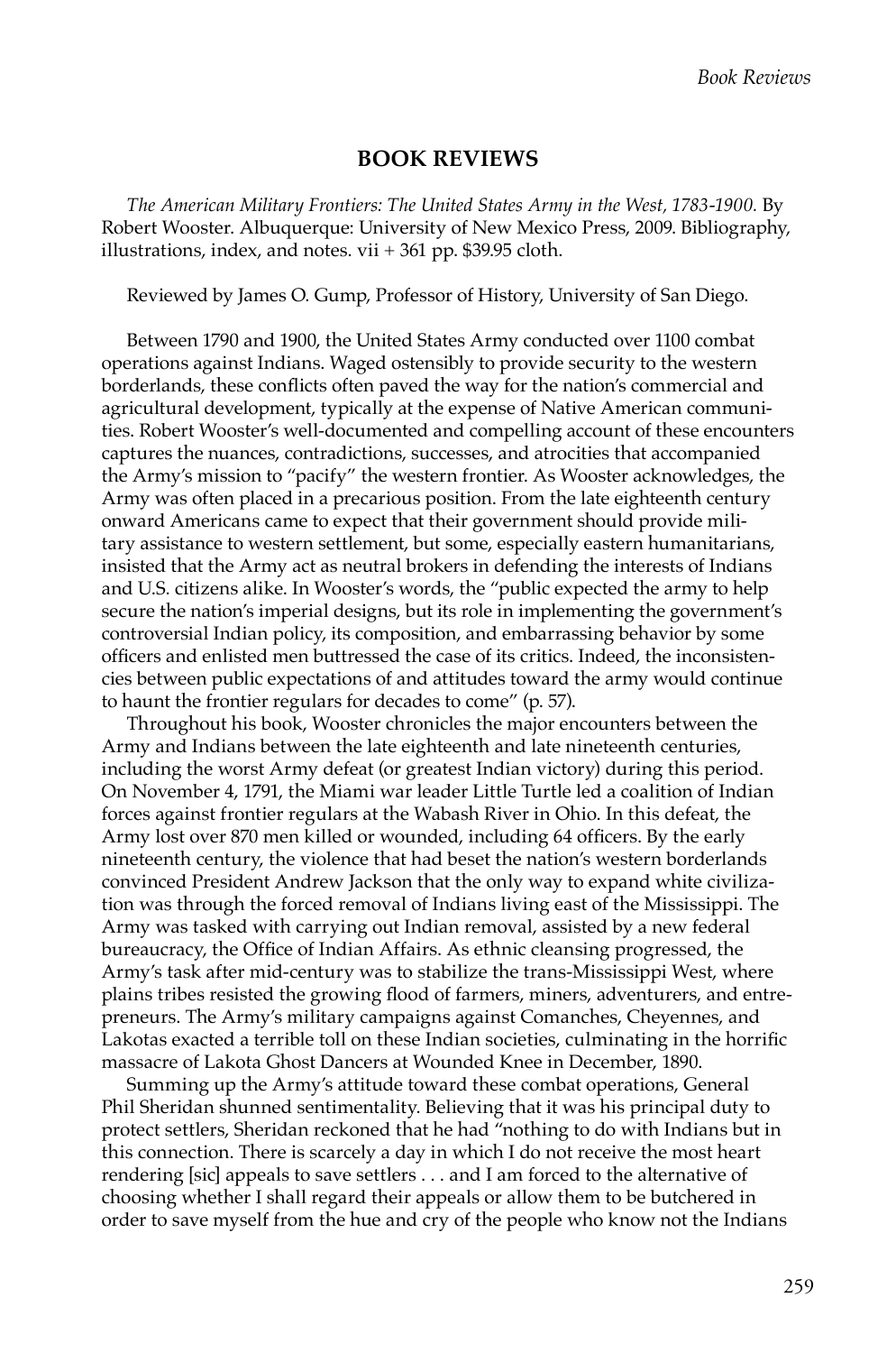## BOOK REVIEWS

*The American Military Frontiers: The United States Army in the West, 1783-1900.* By Robert Wooster. Albuquerque: University of New Mexico Press, 2009. Bibliography, illustrations, index, and notes. vii + 361 pp. $39.95 cloth.

Reviewed by James O. Gump, Professor of History, University of San Diego.

Between 1790 and 1900, the United States Army conducted over 1100 combat operations against Indians. Waged ostensibly to provide security to the western borderlands, these conflicts often paved the way for the nation's commercial and agricultural development, typically at the expense of Native American communities. Robert Wooster's well-documented and compelling account of these encounters captures the nuances, contradictions, successes, and atrocities that accompanied the Army's mission to "pacify" the western frontier. As Wooster acknowledges, the Army was often placed in a precarious position. From the late eighteenth century onward Americans came to expect that their government should provide military assistance to western settlement, but some, especially eastern humanitarians, insisted that the Army act as neutral brokers in defending the interests of Indians and U.S. citizens alike. In Wooster's words, the "public expected the army to help secure the nation's imperial designs, but its role in implementing the government's controversial Indian policy, its composition, and embarrassing behavior by some officers and enlisted men buttressed the case of its critics. Indeed, the inconsistencies between public expectations of and attitudes toward the army would continue to haunt the frontier regulars for decades to come" (p. 57).

Throughout his book, Wooster chronicles the major encounters between the Army and Indians between the late eighteenth and late nineteenth centuries, including the worst Army defeat (or greatest Indian victory) during this period. On November 4, 1791, the Miami war leader Little Turtle led a coalition of Indian forces against frontier regulars at the Wabash River in Ohio. In this defeat, the Army lost over 870 men killed or wounded, including 64 officers. By the early nineteenth century, the violence that had beset the nation's western borderlands convinced President Andrew Jackson that the only way to expand white civilization was through the forced removal of Indians living east of the Mississippi. The Army was tasked with carrying out Indian removal, assisted by a new federal bureaucracy, the Office of Indian Affairs. As ethnic cleansing progressed, the Army's task after mid-century was to stabilize the trans-Mississippi West, where plains tribes resisted the growing flood of farmers, miners, adventurers, and entrepreneurs. The Army's military campaigns against Comanches, Cheyennes, and Lakotas exacted a terrible toll on these Indian societies, culminating in the horrific massacre of Lakota Ghost Dancers at Wounded Knee in December, 1890.

Summing up the Army's attitude toward these combat operations, General Phil Sheridan shunned sentimentality. Believing that it was his principal duty to protect settlers, Sheridan reckoned that he had "nothing to do with Indians but in this connection. There is scarcely a day in which I do not receive the most heart rendering [sic] appeals to save settlers . . . and I am forced to the alternative of choosing whether I shall regard their appeals or allow them to be butchered in order to save myself from the hue and cry of the people who know not the Indians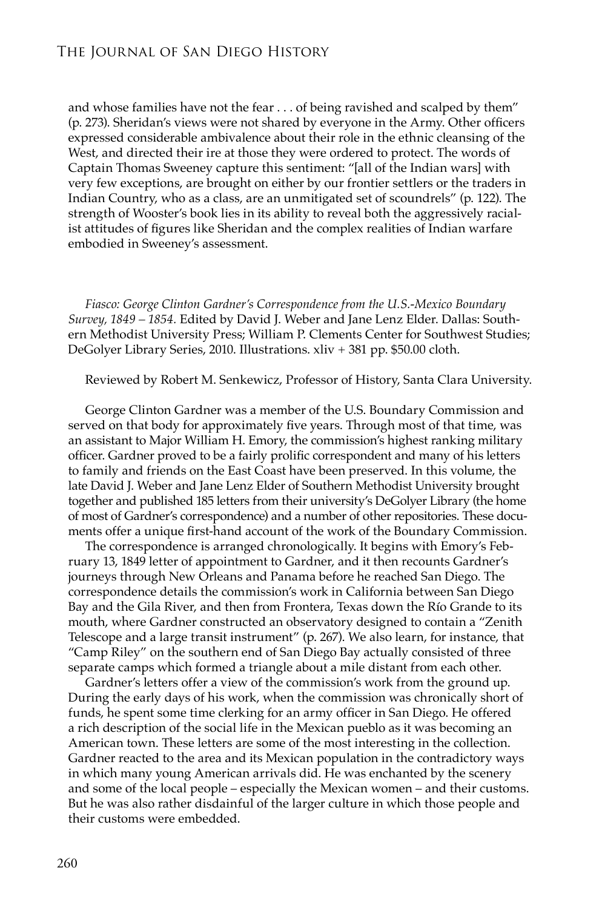and whose families have not the fear . . . of being ravished and scalped by them" (p. 273). Sheridan's views were not shared by everyone in the Army. Other officers expressed considerable ambivalence about their role in the ethnic cleansing of the West, and directed their ire at those they were ordered to protect. The words of Captain Thomas Sweeney capture this sentiment: "[all of the Indian wars] with very few exceptions, are brought on either by our frontier settlers or the traders in Indian Country, who as a class, are an unmitigated set of scoundrels" (p. 122). The strength of Wooster's book lies in its ability to reveal both the aggressively racialist attitudes of figures like Sheridan and the complex realities of Indian warfare embodied in Sweeney's assessment.

*Fiasco: George Clinton Gardner's Correspondence from the U.S.-Mexico Boundary Survey, 1849 – 1854.* Edited by David J. Weber and Jane Lenz Elder. Dallas: Southern Methodist University Press; William P. Clements Center for Southwest Studies; DeGolyer Library Series, 2010. Illustrations. xliv + 381 pp. $50.00 cloth.

Reviewed by Robert M. Senkewicz, Professor of History, Santa Clara University.

George Clinton Gardner was a member of the U.S. Boundary Commission and served on that body for approximately five years. Through most of that time, was an assistant to Major William H. Emory, the commission's highest ranking military officer. Gardner proved to be a fairly prolific correspondent and many of his letters to family and friends on the East Coast have been preserved. In this volume, the late David J. Weber and Jane Lenz Elder of Southern Methodist University brought together and published 185 letters from their university's DeGolyer Library (the home of most of Gardner's correspondence) and a number of other repositories. These documents offer a unique first-hand account of the work of the Boundary Commission.

The correspondence is arranged chronologically. It begins with Emory's February 13, 1849 letter of appointment to Gardner, and it then recounts Gardner's journeys through New Orleans and Panama before he reached San Diego. The correspondence details the commission's work in California between San Diego Bay and the Gila River, and then from Frontera, Texas down the Río Grande to its mouth, where Gardner constructed an observatory designed to contain a "Zenith Telescope and a large transit instrument" (p. 267). We also learn, for instance, that "Camp Riley" on the southern end of San Diego Bay actually consisted of three separate camps which formed a triangle about a mile distant from each other.

Gardner's letters offer a view of the commission's work from the ground up. During the early days of his work, when the commission was chronically short of funds, he spent some time clerking for an army officer in San Diego. He offered a rich description of the social life in the Mexican pueblo as it was becoming an American town. These letters are some of the most interesting in the collection. Gardner reacted to the area and its Mexican population in the contradictory ways in which many young American arrivals did. He was enchanted by the scenery and some of the local people – especially the Mexican women – and their customs. But he was also rather disdainful of the larger culture in which those people and their customs were embedded.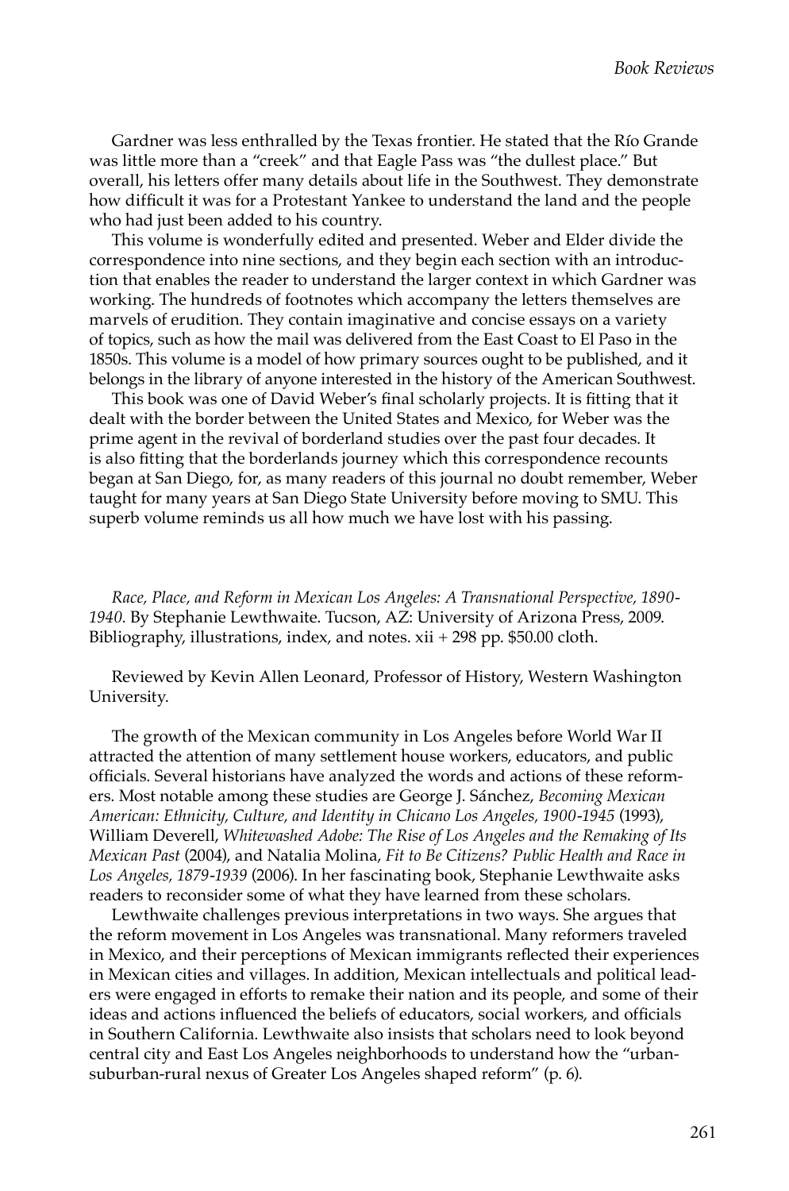Gardner was less enthralled by the Texas frontier. He stated that the Río Grande was little more than a "creek" and that Eagle Pass was "the dullest place." But overall, his letters offer many details about life in the Southwest. They demonstrate how difficult it was for a Protestant Yankee to understand the land and the people who had just been added to his country.

This volume is wonderfully edited and presented. Weber and Elder divide the correspondence into nine sections, and they begin each section with an introduction that enables the reader to understand the larger context in which Gardner was working. The hundreds of footnotes which accompany the letters themselves are marvels of erudition. They contain imaginative and concise essays on a variety of topics, such as how the mail was delivered from the East Coast to El Paso in the 1850s. This volume is a model of how primary sources ought to be published, and it belongs in the library of anyone interested in the history of the American Southwest.

This book was one of David Weber's final scholarly projects. It is fitting that it dealt with the border between the United States and Mexico, for Weber was the prime agent in the revival of borderland studies over the past four decades. It is also fitting that the borderlands journey which this correspondence recounts began at San Diego, for, as many readers of this journal no doubt remember, Weber taught for many years at San Diego State University before moving to SMU. This superb volume reminds us all how much we have lost with his passing.

*Race, Place, and Reform in Mexican Los Angeles: A Transnational Perspective, 1890-1940.* By Stephanie Lewthwaite. Tucson, AZ: University of Arizona Press, 2009. Bibliography, illustrations, index, and notes. xii + 298 pp. $50.00 cloth.

Reviewed by Kevin Allen Leonard, Professor of History, Western Washington University.

The growth of the Mexican community in Los Angeles before World War II attracted the attention of many settlement house workers, educators, and public officials. Several historians have analyzed the words and actions of these reformers. Most notable among these studies are George J. Sánchez, *Becoming Mexican American: Ethnicity, Culture, and Identity in Chicano Los Angeles, 1900-1945* (1993), William Deverell, *Whitewashed Adobe: The Rise of Los Angeles and the Remaking of Its Mexican Past* (2004), and Natalia Molina, *Fit to Be Citizens? Public Health and Race in Los Angeles, 1879-1939* (2006). In her fascinating book, Stephanie Lewthwaite asks readers to reconsider some of what they have learned from these scholars.

Lewthwaite challenges previous interpretations in two ways. She argues that the reform movement in Los Angeles was transnational. Many reformers traveled in Mexico, and their perceptions of Mexican immigrants reflected their experiences in Mexican cities and villages. In addition, Mexican intellectuals and political leaders were engaged in efforts to remake their nation and its people, and some of their ideas and actions influenced the beliefs of educators, social workers, and officials in Southern California. Lewthwaite also insists that scholars need to look beyond central city and East Los Angeles neighborhoods to understand how the "urban-suburban-rural nexus of Greater Los Angeles shaped reform" (p. 6).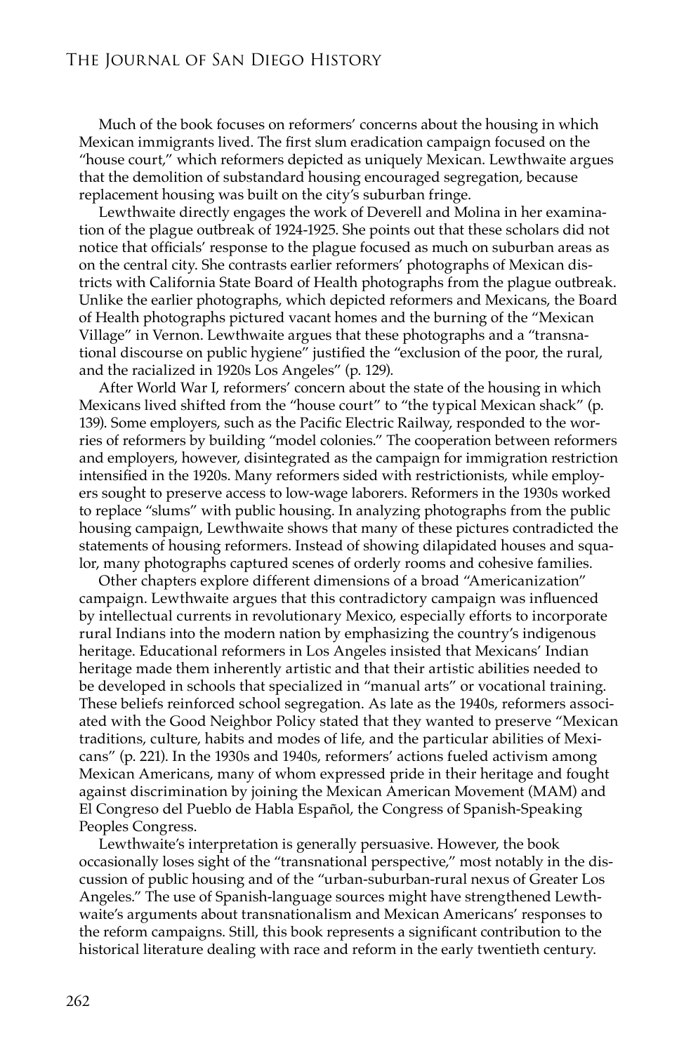Much of the book focuses on reformers' concerns about the housing in which Mexican immigrants lived. The first slum eradication campaign focused on the "house court," which reformers depicted as uniquely Mexican. Lewthwaite argues that the demolition of substandard housing encouraged segregation, because replacement housing was built on the city's suburban fringe.

Lewthwaite directly engages the work of Deverell and Molina in her examination of the plague outbreak of 1924-1925. She points out that these scholars did not notice that officials' response to the plague focused as much on suburban areas as on the central city. She contrasts earlier reformers' photographs of Mexican districts with California State Board of Health photographs from the plague outbreak. Unlike the earlier photographs, which depicted reformers and Mexicans, the Board of Health photographs pictured vacant homes and the burning of the "Mexican Village" in Vernon. Lewthwaite argues that these photographs and a "transnational discourse on public hygiene" justified the "exclusion of the poor, the rural, and the racialized in 1920s Los Angeles" (p. 129).

After World War I, reformers' concern about the state of the housing in which Mexicans lived shifted from the "house court" to "the typical Mexican shack" (p. 139). Some employers, such as the Pacific Electric Railway, responded to the worries of reformers by building "model colonies." The cooperation between reformers and employers, however, disintegrated as the campaign for immigration restriction intensified in the 1920s. Many reformers sided with restrictionists, while employers sought to preserve access to low-wage laborers. Reformers in the 1930s worked to replace "slums" with public housing. In analyzing photographs from the public housing campaign, Lewthwaite shows that many of these pictures contradicted the statements of housing reformers. Instead of showing dilapidated houses and squalor, many photographs captured scenes of orderly rooms and cohesive families.

Other chapters explore different dimensions of a broad "Americanization" campaign. Lewthwaite argues that this contradictory campaign was influenced by intellectual currents in revolutionary Mexico, especially efforts to incorporate rural Indians into the modern nation by emphasizing the country's indigenous heritage. Educational reformers in Los Angeles insisted that Mexicans' Indian heritage made them inherently artistic and that their artistic abilities needed to be developed in schools that specialized in "manual arts" or vocational training. These beliefs reinforced school segregation. As late as the 1940s, reformers associated with the Good Neighbor Policy stated that they wanted to preserve "Mexican traditions, culture, habits and modes of life, and the particular abilities of Mexicans" (p. 221). In the 1930s and 1940s, reformers' actions fueled activism among Mexican Americans, many of whom expressed pride in their heritage and fought against discrimination by joining the Mexican American Movement (MAM) and El Congreso del Pueblo de Habla Español, the Congress of Spanish-Speaking Peoples Congress.

Lewthwaite's interpretation is generally persuasive. However, the book occasionally loses sight of the "transnational perspective," most notably in the discussion of public housing and of the "urban-suburban-rural nexus of Greater Los Angeles." The use of Spanish-language sources might have strengthened Lewthwaite's arguments about transnationalism and Mexican Americans' responses to the reform campaigns. Still, this book represents a significant contribution to the historical literature dealing with race and reform in the early twentieth century.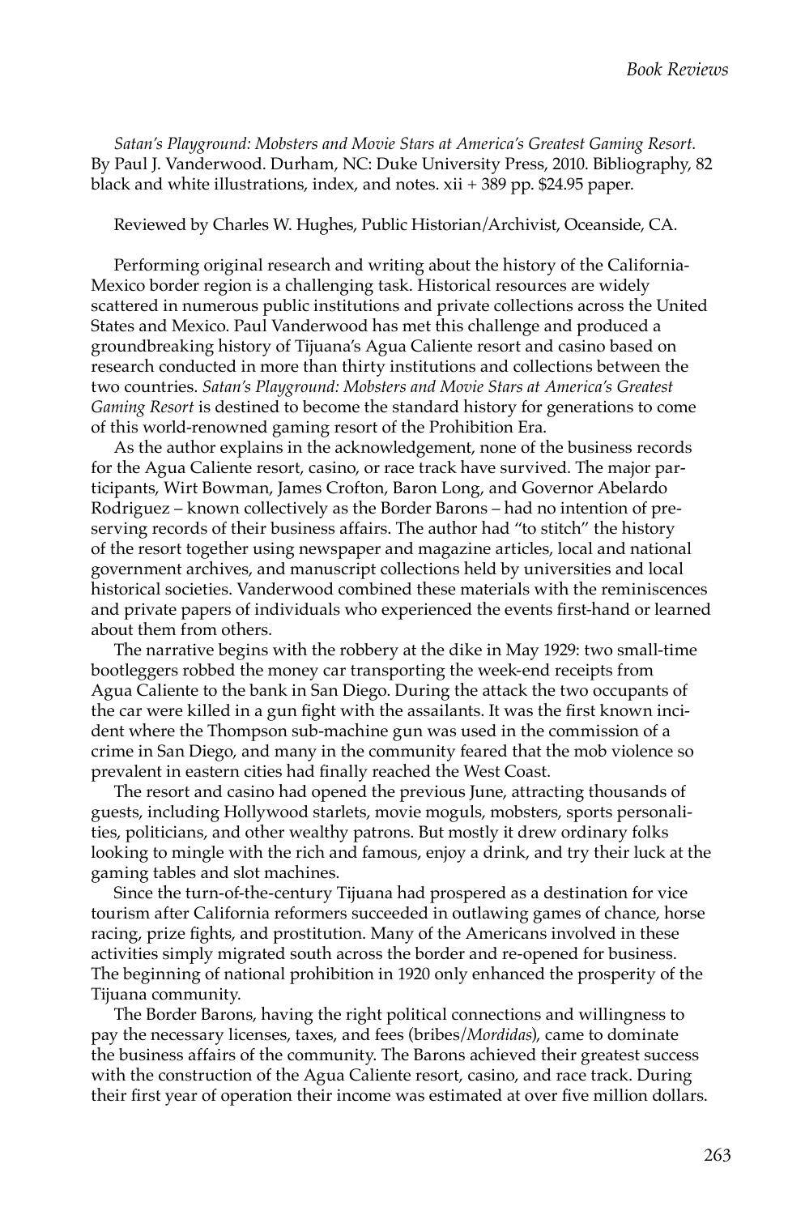*Satan's Playground: Mobsters and Movie Stars at America's Greatest Gaming Resort.* By Paul J. Vanderwood. Durham, NC: Duke University Press, 2010. Bibliography, 82 black and white illustrations, index, and notes. xii + 389 pp. $24.95 paper.

Reviewed by Charles W. Hughes, Public Historian/Archivist, Oceanside, CA.

Performing original research and writing about the history of the California-Mexico border region is a challenging task. Historical resources are widely scattered in numerous public institutions and private collections across the United States and Mexico. Paul Vanderwood has met this challenge and produced a groundbreaking history of Tijuana's Agua Caliente resort and casino based on research conducted in more than thirty institutions and collections between the two countries. *Satan's Playground: Mobsters and Movie Stars at America's Greatest Gaming Resort* is destined to become the standard history for generations to come of this world-renowned gaming resort of the Prohibition Era.

As the author explains in the acknowledgement, none of the business records for the Agua Caliente resort, casino, or race track have survived. The major participants, Wirt Bowman, James Crofton, Baron Long, and Governor Abelardo Rodriguez – known collectively as the Border Barons – had no intention of preserving records of their business affairs. The author had "to stitch" the history of the resort together using newspaper and magazine articles, local and national government archives, and manuscript collections held by universities and local historical societies. Vanderwood combined these materials with the reminiscences and private papers of individuals who experienced the events first-hand or learned about them from others.

The narrative begins with the robbery at the dike in May 1929: two small-time bootleggers robbed the money car transporting the week-end receipts from Agua Caliente to the bank in San Diego. During the attack the two occupants of the car were killed in a gun fight with the assailants. It was the first known incident where the Thompson sub-machine gun was used in the commission of a crime in San Diego, and many in the community feared that the mob violence so prevalent in eastern cities had finally reached the West Coast.

The resort and casino had opened the previous June, attracting thousands of guests, including Hollywood starlets, movie moguls, mobsters, sports personalities, politicians, and other wealthy patrons. But mostly it drew ordinary folks looking to mingle with the rich and famous, enjoy a drink, and try their luck at the gaming tables and slot machines.

Since the turn-of-the-century Tijuana had prospered as a destination for vice tourism after California reformers succeeded in outlawing games of chance, horse racing, prize fights, and prostitution. Many of the Americans involved in these activities simply migrated south across the border and re-opened for business. The beginning of national prohibition in 1920 only enhanced the prosperity of the Tijuana community.

The Border Barons, having the right political connections and willingness to pay the necessary licenses, taxes, and fees (bribes/*Mordidas*), came to dominate the business affairs of the community. The Barons achieved their greatest success with the construction of the Agua Caliente resort, casino, and race track. During their first year of operation their income was estimated at over five million dollars.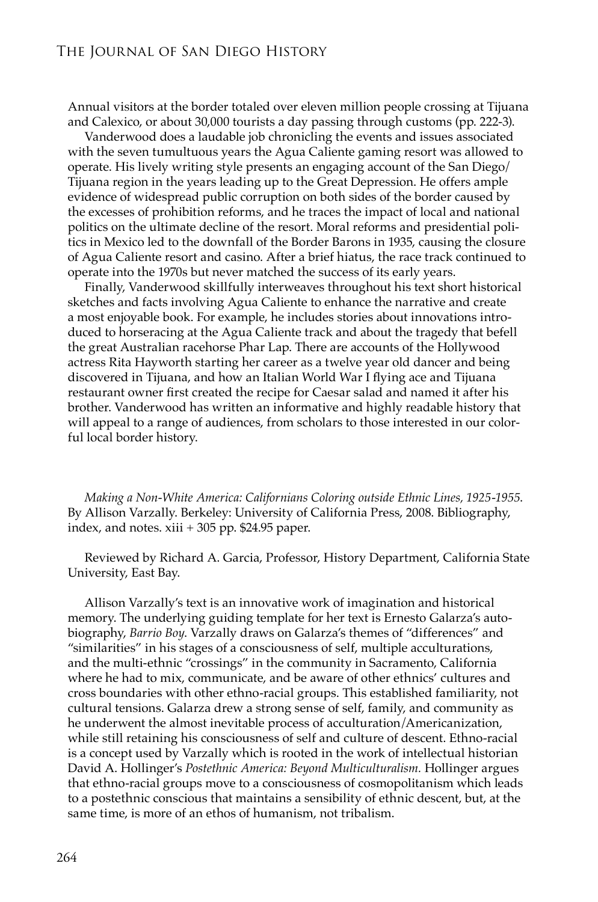Annual visitors at the border totaled over eleven million people crossing at Tijuana and Calexico, or about 30,000 tourists a day passing through customs (pp. 222-3).

Vanderwood does a laudable job chronicling the events and issues associated with the seven tumultuous years the Agua Caliente gaming resort was allowed to operate. His lively writing style presents an engaging account of the San Diego/Tijuana region in the years leading up to the Great Depression. He offers ample evidence of widespread public corruption on both sides of the border caused by the excesses of prohibition reforms, and he traces the impact of local and national politics on the ultimate decline of the resort. Moral reforms and presidential politics in Mexico led to the downfall of the Border Barons in 1935, causing the closure of Agua Caliente resort and casino. After a brief hiatus, the race track continued to operate into the 1970s but never matched the success of its early years.

Finally, Vanderwood skillfully interweaves throughout his text short historical sketches and facts involving Agua Caliente to enhance the narrative and create a most enjoyable book. For example, he includes stories about innovations introduced to horseracing at the Agua Caliente track and about the tragedy that befell the great Australian racehorse Phar Lap. There are accounts of the Hollywood actress Rita Hayworth starting her career as a twelve year old dancer and being discovered in Tijuana, and how an Italian World War I flying ace and Tijuana restaurant owner first created the recipe for Caesar salad and named it after his brother. Vanderwood has written an informative and highly readable history that will appeal to a range of audiences, from scholars to those interested in our colorful local border history.

*Making a Non-White America: Californians Coloring outside Ethnic Lines, 1925-1955.* By Allison Varzally. Berkeley: University of California Press, 2008. Bibliography, index, and notes. xiii + 305 pp. $24.95 paper.

Reviewed by Richard A. Garcia, Professor, History Department, California State University, East Bay.

Allison Varzally's text is an innovative work of imagination and historical memory. The underlying guiding template for her text is Ernesto Galarza's autobiography, *Barrio Boy.* Varzally draws on Galarza's themes of "differences" and "similarities" in his stages of a consciousness of self, multiple acculturations, and the multi-ethnic "crossings" in the community in Sacramento, California where he had to mix, communicate, and be aware of other ethnics' cultures and cross boundaries with other ethno-racial groups. This established familiarity, not cultural tensions. Galarza drew a strong sense of self, family, and community as he underwent the almost inevitable process of acculturation/Americanization, while still retaining his consciousness of self and culture of descent. Ethno-racial is a concept used by Varzally which is rooted in the work of intellectual historian David A. Hollinger's *Postethnic America: Beyond Multiculturalism.* Hollinger argues that ethno-racial groups move to a consciousness of cosmopolitanism which leads to a postethnic conscious that maintains a sensibility of ethnic descent, but, at the same time, is more of an ethos of humanism, not tribalism.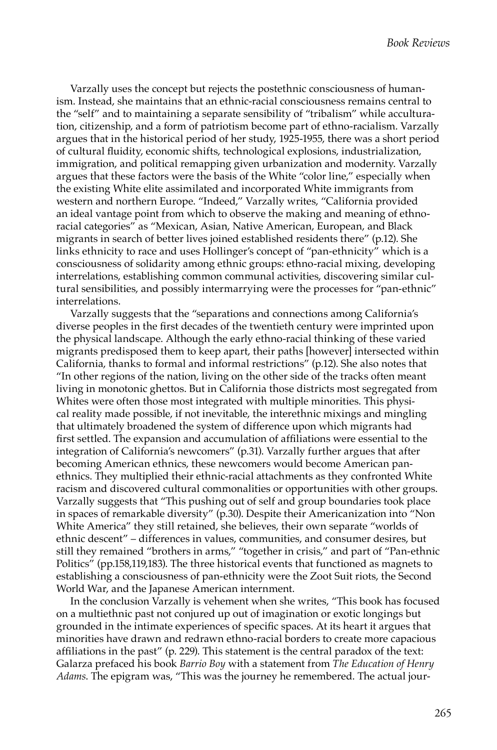Varzally uses the concept but rejects the postethnic consciousness of humanism. Instead, she maintains that an ethnic-racial consciousness remains central to the "self" and to maintaining a separate sensibility of "tribalism" while acculturation, citizenship, and a form of patriotism become part of ethno-racialism. Varzally argues that in the historical period of her study, 1925-1955, there was a short period of cultural fluidity, economic shifts, technological explosions, industrialization, immigration, and political remapping given urbanization and modernity. Varzally argues that these factors were the basis of the White "color line," especially when the existing White elite assimilated and incorporated White immigrants from western and northern Europe. "Indeed," Varzally writes, "California provided an ideal vantage point from which to observe the making and meaning of ethno-racial categories" as "Mexican, Asian, Native American, European, and Black migrants in search of better lives joined established residents there" (p.12). She links ethnicity to race and uses Hollinger's concept of "pan-ethnicity" which is a consciousness of solidarity among ethnic groups: ethno-racial mixing, developing interrelations, establishing common communal activities, discovering similar cultural sensibilities, and possibly intermarrying were the processes for "pan-ethnic" interrelations.

Varzally suggests that the "separations and connections among California's diverse peoples in the first decades of the twentieth century were imprinted upon the physical landscape. Although the early ethno-racial thinking of these varied migrants predisposed them to keep apart, their paths [however] intersected within California, thanks to formal and informal restrictions" (p.12). She also notes that "In other regions of the nation, living on the other side of the tracks often meant living in monotonic ghettos. But in California those districts most segregated from Whites were often those most integrated with multiple minorities. This physical reality made possible, if not inevitable, the interethnic mixings and mingling that ultimately broadened the system of difference upon which migrants had first settled. The expansion and accumulation of affiliations were essential to the integration of California's newcomers" (p.31). Varzally further argues that after becoming American ethnics, these newcomers would become American pan-ethnics. They multiplied their ethnic-racial attachments as they confronted White racism and discovered cultural commonalities or opportunities with other groups. Varzally suggests that "This pushing out of self and group boundaries took place in spaces of remarkable diversity" (p.30). Despite their Americanization into "Non White America" they still retained, she believes, their own separate "worlds of ethnic descent" – differences in values, communities, and consumer desires, but still they remained "brothers in arms," "together in crisis," and part of "Pan-ethnic Politics" (pp.158,119,183). The three historical events that functioned as magnets to establishing a consciousness of pan-ethnicity were the Zoot Suit riots, the Second World War, and the Japanese American internment.

In the conclusion Varzally is vehement when she writes, "This book has focused on a multiethnic past not conjured up out of imagination or exotic longings but grounded in the intimate experiences of specific spaces. At its heart it argues that minorities have drawn and redrawn ethno-racial borders to create more capacious affiliations in the past" (p. 229). This statement is the central paradox of the text: Galarza prefaced his book *Barrio Boy* with a statement from *The Education of Henry Adams*. The epigram was, "This was the journey he remembered. The actual jour-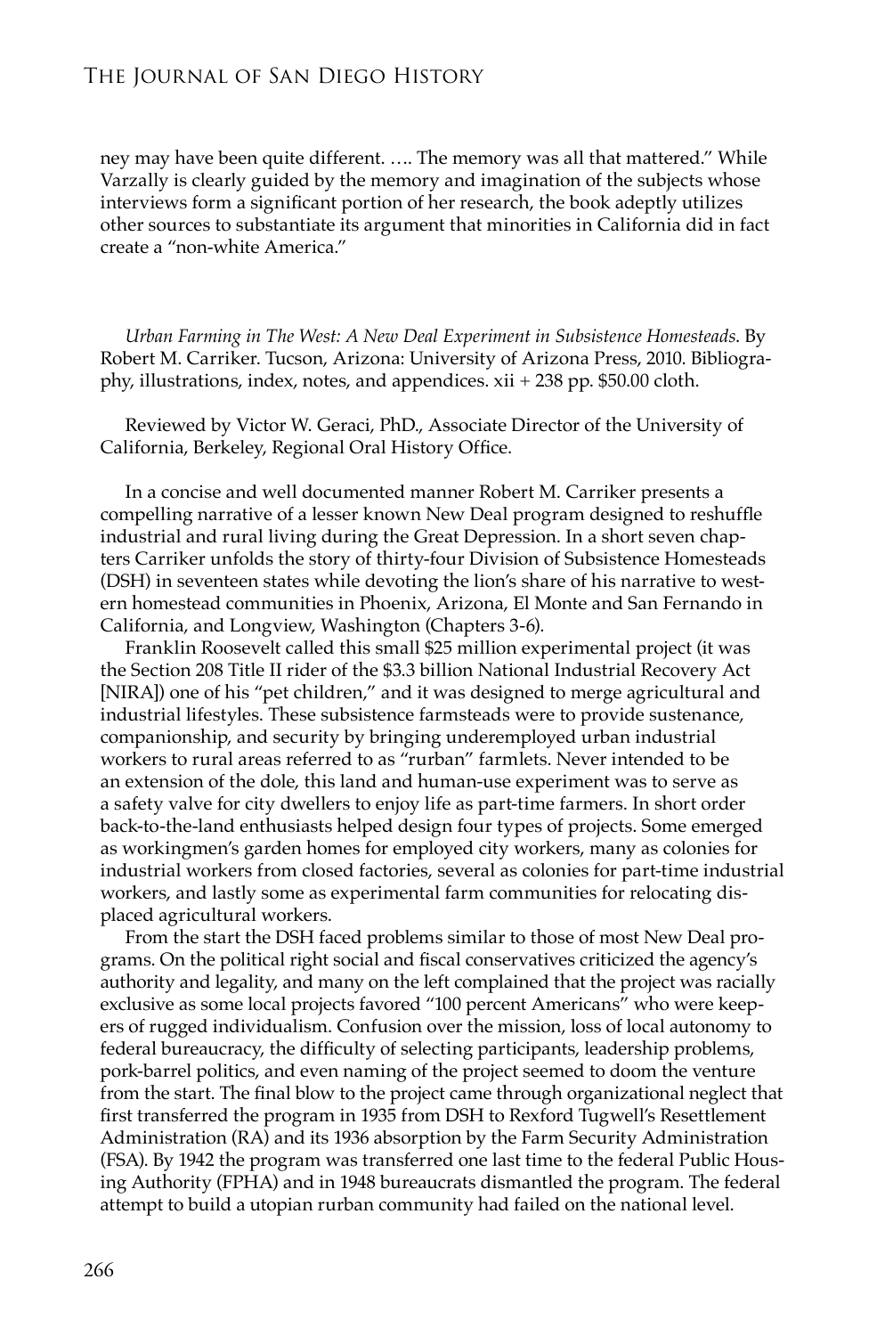ney may have been quite different. …. The memory was all that mattered." While Varzally is clearly guided by the memory and imagination of the subjects whose interviews form a significant portion of her research, the book adeptly utilizes other sources to substantiate its argument that minorities in California did in fact create a "non-white America."

*Urban Farming in The West: A New Deal Experiment in Subsistence Homesteads*. By Robert M. Carriker. Tucson, Arizona: University of Arizona Press, 2010. Bibliography, illustrations, index, notes, and appendices. xii + 238 pp. $50.00 cloth.

Reviewed by Victor W. Geraci, PhD., Associate Director of the University of California, Berkeley, Regional Oral History Office.

In a concise and well documented manner Robert M. Carriker presents a compelling narrative of a lesser known New Deal program designed to reshuffle industrial and rural living during the Great Depression. In a short seven chapters Carriker unfolds the story of thirty-four Division of Subsistence Homesteads (DSH) in seventeen states while devoting the lion's share of his narrative to western homestead communities in Phoenix, Arizona, El Monte and San Fernando in California, and Longview, Washington (Chapters 3-6).

Franklin Roosevelt called this small $25 million experimental project (it was the Section 208 Title II rider of the $3.3 billion National Industrial Recovery Act [NIRA]) one of his "pet children," and it was designed to merge agricultural and industrial lifestyles. These subsistence farmsteads were to provide sustenance, companionship, and security by bringing underemployed urban industrial workers to rural areas referred to as "rurban" farmlets. Never intended to be an extension of the dole, this land and human-use experiment was to serve as a safety valve for city dwellers to enjoy life as part-time farmers. In short order back-to-the-land enthusiasts helped design four types of projects. Some emerged as workingmen's garden homes for employed city workers, many as colonies for industrial workers from closed factories, several as colonies for part-time industrial workers, and lastly some as experimental farm communities for relocating displaced agricultural workers.

From the start the DSH faced problems similar to those of most New Deal programs. On the political right social and fiscal conservatives criticized the agency's authority and legality, and many on the left complained that the project was racially exclusive as some local projects favored "100 percent Americans" who were keepers of rugged individualism. Confusion over the mission, loss of local autonomy to federal bureaucracy, the difficulty of selecting participants, leadership problems, pork-barrel politics, and even naming of the project seemed to doom the venture from the start. The final blow to the project came through organizational neglect that first transferred the program in 1935 from DSH to Rexford Tugwell's Resettlement Administration (RA) and its 1936 absorption by the Farm Security Administration (FSA). By 1942 the program was transferred one last time to the federal Public Housing Authority (FPHA) and in 1948 bureaucrats dismantled the program. The federal attempt to build a utopian rurban community had failed on the national level.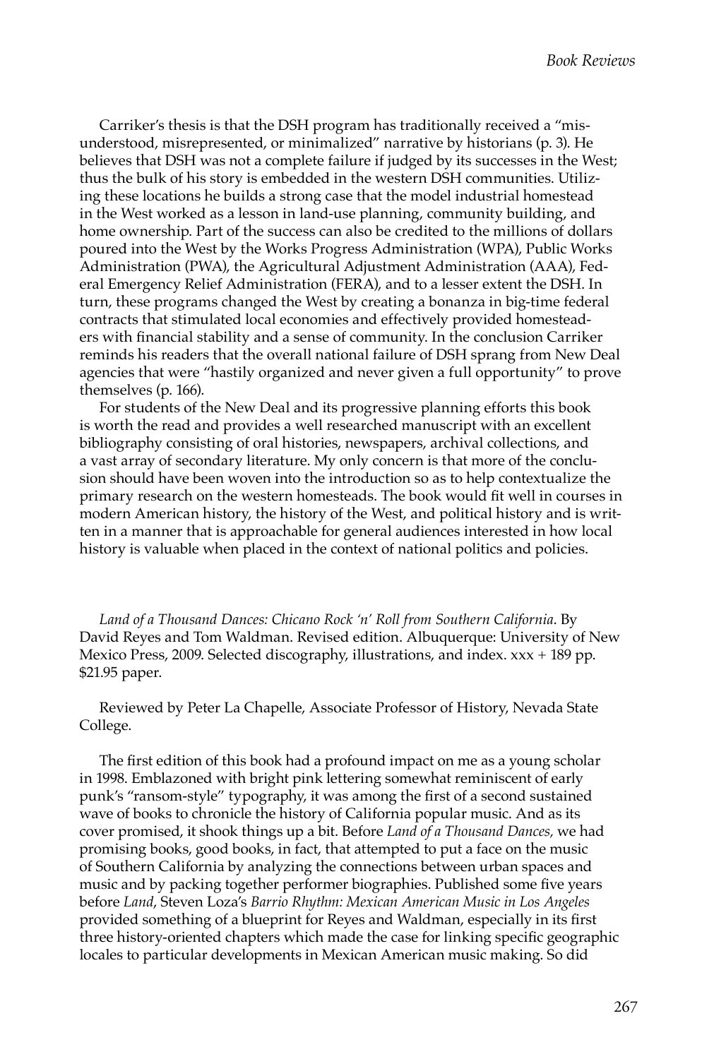Carriker's thesis is that the DSH program has traditionally received a "misunderstood, misrepresented, or minimalized" narrative by historians (p. 3). He believes that DSH was not a complete failure if judged by its successes in the West; thus the bulk of his story is embedded in the western DSH communities. Utilizing these locations he builds a strong case that the model industrial homestead in the West worked as a lesson in land-use planning, community building, and home ownership. Part of the success can also be credited to the millions of dollars poured into the West by the Works Progress Administration (WPA), Public Works Administration (PWA), the Agricultural Adjustment Administration (AAA), Federal Emergency Relief Administration (FERA), and to a lesser extent the DSH. In turn, these programs changed the West by creating a bonanza in big-time federal contracts that stimulated local economies and effectively provided homesteaders with financial stability and a sense of community. In the conclusion Carriker reminds his readers that the overall national failure of DSH sprang from New Deal agencies that were "hastily organized and never given a full opportunity" to prove themselves (p. 166).

For students of the New Deal and its progressive planning efforts this book is worth the read and provides a well researched manuscript with an excellent bibliography consisting of oral histories, newspapers, archival collections, and a vast array of secondary literature. My only concern is that more of the conclusion should have been woven into the introduction so as to help contextualize the primary research on the western homesteads. The book would fit well in courses in modern American history, the history of the West, and political history and is written in a manner that is approachable for general audiences interested in how local history is valuable when placed in the context of national politics and policies.

*Land of a Thousand Dances: Chicano Rock 'n' Roll from Southern California*. By David Reyes and Tom Waldman. Revised edition. Albuquerque: University of New Mexico Press, 2009. Selected discography, illustrations, and index. xxx + 189 pp. $21.95 paper.

Reviewed by Peter La Chapelle, Associate Professor of History, Nevada State College.

The first edition of this book had a profound impact on me as a young scholar in 1998. Emblazoned with bright pink lettering somewhat reminiscent of early punk's "ransom-style" typography, it was among the first of a second sustained wave of books to chronicle the history of California popular music. And as its cover promised, it shook things up a bit. Before *Land of a Thousand Dances*, we had promising books, good books, in fact, that attempted to put a face on the music of Southern California by analyzing the connections between urban spaces and music and by packing together performer biographies. Published some five years before *Land*, Steven Loza's *Barrio Rhythm: Mexican American Music in Los Angeles* provided something of a blueprint for Reyes and Waldman, especially in its first three history-oriented chapters which made the case for linking specific geographic locales to particular developments in Mexican American music making. So did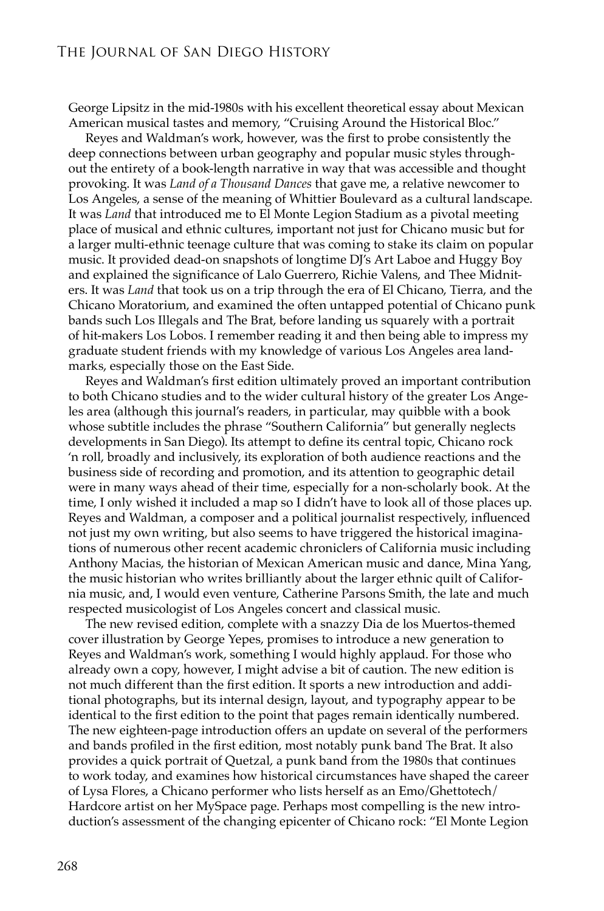George Lipsitz in the mid-1980s with his excellent theoretical essay about Mexican American musical tastes and memory, "Cruising Around the Historical Bloc."

Reyes and Waldman's work, however, was the first to probe consistently the deep connections between urban geography and popular music styles throughout the entirety of a book-length narrative in way that was accessible and thought provoking. It was *Land of a Thousand Dances* that gave me, a relative newcomer to Los Angeles, a sense of the meaning of Whittier Boulevard as a cultural landscape. It was *Land* that introduced me to El Monte Legion Stadium as a pivotal meeting place of musical and ethnic cultures, important not just for Chicano music but for a larger multi-ethnic teenage culture that was coming to stake its claim on popular music. It provided dead-on snapshots of longtime DJ's Art Laboe and Huggy Boy and explained the significance of Lalo Guerrero, Richie Valens, and Thee Midniters. It was *Land* that took us on a trip through the era of El Chicano, Tierra, and the Chicano Moratorium, and examined the often untapped potential of Chicano punk bands such Los Illegals and The Brat, before landing us squarely with a portrait of hit-makers Los Lobos. I remember reading it and then being able to impress my graduate student friends with my knowledge of various Los Angeles area landmarks, especially those on the East Side.

Reyes and Waldman's first edition ultimately proved an important contribution to both Chicano studies and to the wider cultural history of the greater Los Angeles area (although this journal's readers, in particular, may quibble with a book whose subtitle includes the phrase "Southern California" but generally neglects developments in San Diego). Its attempt to define its central topic, Chicano rock 'n roll, broadly and inclusively, its exploration of both audience reactions and the business side of recording and promotion, and its attention to geographic detail were in many ways ahead of their time, especially for a non-scholarly book. At the time, I only wished it included a map so I didn't have to look all of those places up. Reyes and Waldman, a composer and a political journalist respectively, influenced not just my own writing, but also seems to have triggered the historical imaginations of numerous other recent academic chroniclers of California music including Anthony Macias, the historian of Mexican American music and dance, Mina Yang, the music historian who writes brilliantly about the larger ethnic quilt of California music, and, I would even venture, Catherine Parsons Smith, the late and much respected musicologist of Los Angeles concert and classical music.

The new revised edition, complete with a snazzy Dia de los Muertos-themed cover illustration by George Yepes, promises to introduce a new generation to Reyes and Waldman's work, something I would highly applaud. For those who already own a copy, however, I might advise a bit of caution. The new edition is not much different than the first edition. It sports a new introduction and additional photographs, but its internal design, layout, and typography appear to be identical to the first edition to the point that pages remain identically numbered. The new eighteen-page introduction offers an update on several of the performers and bands profiled in the first edition, most notably punk band The Brat. It also provides a quick portrait of Quetzal, a punk band from the 1980s that continues to work today, and examines how historical circumstances have shaped the career of Lysa Flores, a Chicano performer who lists herself as an Emo/Ghettotech/Hardcore artist on her MySpace page. Perhaps most compelling is the new introduction's assessment of the changing epicenter of Chicano rock: "El Monte Legion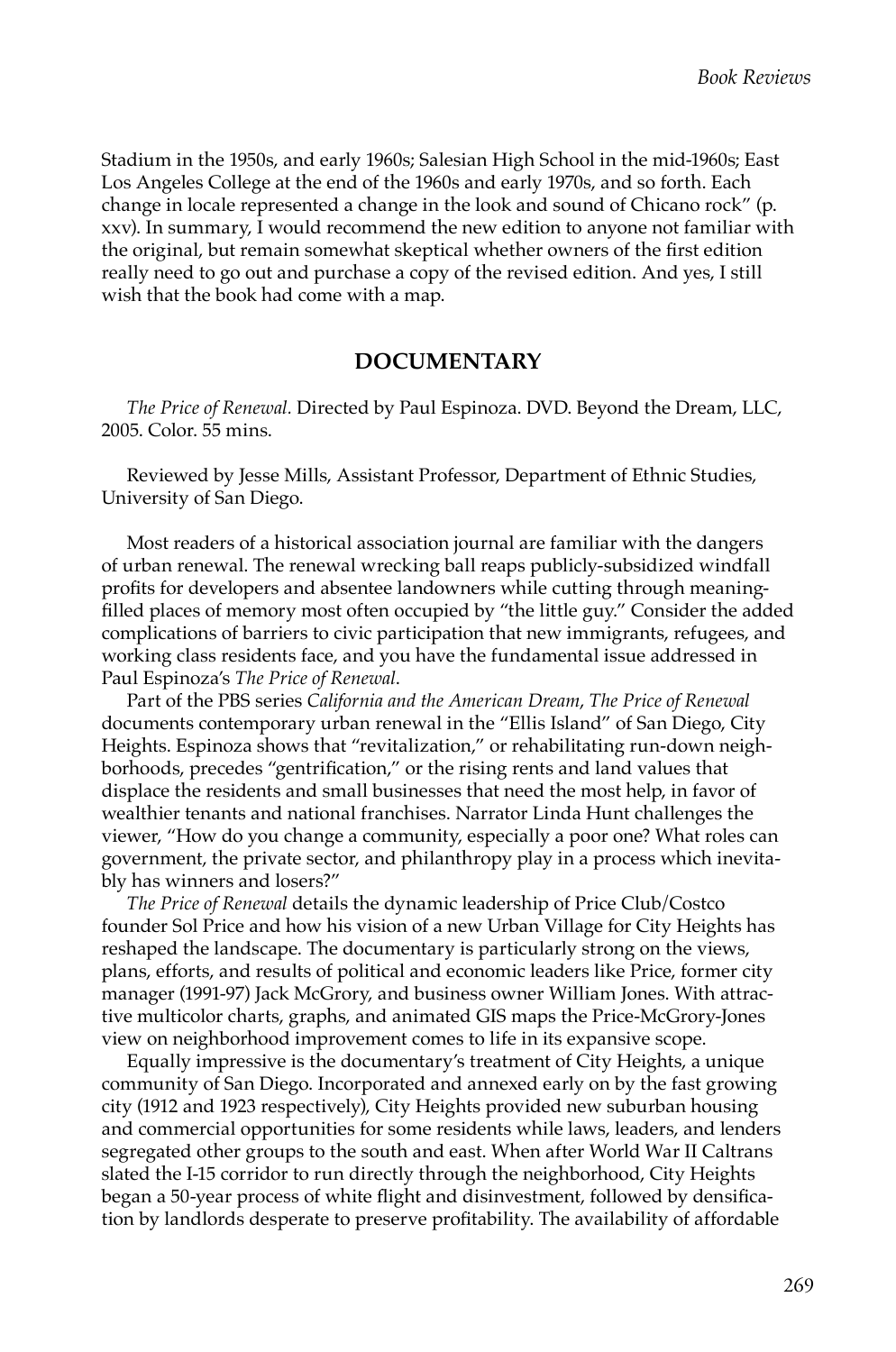Stadium in the 1950s, and early 1960s; Salesian High School in the mid-1960s; East Los Angeles College at the end of the 1960s and early 1970s, and so forth. Each change in locale represented a change in the look and sound of Chicano rock" (p. xxv). In summary, I would recommend the new edition to anyone not familiar with the original, but remain somewhat skeptical whether owners of the first edition really need to go out and purchase a copy of the revised edition. And yes, I still wish that the book had come with a map.

## DOCUMENTARY

*The Price of Renewal*. Directed by Paul Espinoza. DVD. Beyond the Dream, LLC, 2005. Color. 55 mins.

Reviewed by Jesse Mills, Assistant Professor, Department of Ethnic Studies, University of San Diego.

Most readers of a historical association journal are familiar with the dangers of urban renewal. The renewal wrecking ball reaps publicly-subsidized windfall profits for developers and absentee landowners while cutting through meaning-filled places of memory most often occupied by "the little guy." Consider the added complications of barriers to civic participation that new immigrants, refugees, and working class residents face, and you have the fundamental issue addressed in Paul Espinoza's *The Price of Renewal*.

Part of the PBS series *California and the American Dream*, *The Price of Renewal* documents contemporary urban renewal in the "Ellis Island" of San Diego, City Heights. Espinoza shows that "revitalization," or rehabilitating run-down neighborhoods, precedes "gentrification," or the rising rents and land values that displace the residents and small businesses that need the most help, in favor of wealthier tenants and national franchises. Narrator Linda Hunt challenges the viewer, "How do you change a community, especially a poor one? What roles can government, the private sector, and philanthropy play in a process which inevitably has winners and losers?"

*The Price of Renewal* details the dynamic leadership of Price Club/Costco founder Sol Price and how his vision of a new Urban Village for City Heights has reshaped the landscape. The documentary is particularly strong on the views, plans, efforts, and results of political and economic leaders like Price, former city manager (1991-97) Jack McGrory, and business owner William Jones. With attractive multicolor charts, graphs, and animated GIS maps the Price-McGrory-Jones view on neighborhood improvement comes to life in its expansive scope.

Equally impressive is the documentary's treatment of City Heights, a unique community of San Diego. Incorporated and annexed early on by the fast growing city (1912 and 1923 respectively), City Heights provided new suburban housing and commercial opportunities for some residents while laws, leaders, and lenders segregated other groups to the south and east. When after World War II Caltrans slated the I-15 corridor to run directly through the neighborhood, City Heights began a 50-year process of white flight and disinvestment, followed by densification by landlords desperate to preserve profitability. The availability of affordable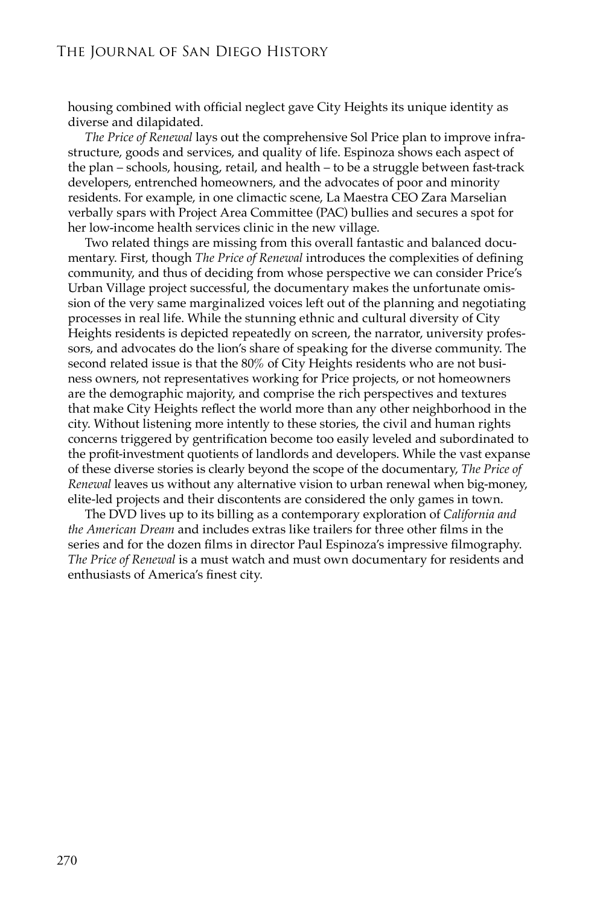housing combined with official neglect gave City Heights its unique identity as diverse and dilapidated.

*The Price of Renewal* lays out the comprehensive Sol Price plan to improve infrastructure, goods and services, and quality of life. Espinoza shows each aspect of the plan – schools, housing, retail, and health – to be a struggle between fast-track developers, entrenched homeowners, and the advocates of poor and minority residents. For example, in one climactic scene, La Maestra CEO Zara Marselian verbally spars with Project Area Committee (PAC) bullies and secures a spot for her low-income health services clinic in the new village.

Two related things are missing from this overall fantastic and balanced documentary. First, though *The Price of Renewal* introduces the complexities of defining community, and thus of deciding from whose perspective we can consider Price's Urban Village project successful, the documentary makes the unfortunate omission of the very same marginalized voices left out of the planning and negotiating processes in real life. While the stunning ethnic and cultural diversity of City Heights residents is depicted repeatedly on screen, the narrator, university professors, and advocates do the lion's share of speaking for the diverse community. The second related issue is that the 80% of City Heights residents who are not business owners, not representatives working for Price projects, or not homeowners are the demographic majority, and comprise the rich perspectives and textures that make City Heights reflect the world more than any other neighborhood in the city. Without listening more intently to these stories, the civil and human rights concerns triggered by gentrification become too easily leveled and subordinated to the profit-investment quotients of landlords and developers. While the vast expanse of these diverse stories is clearly beyond the scope of the documentary, *The Price of Renewal* leaves us without any alternative vision to urban renewal when big-money, elite-led projects and their discontents are considered the only games in town.

The DVD lives up to its billing as a contemporary exploration of *California and the American Dream* and includes extras like trailers for three other films in the series and for the dozen films in director Paul Espinoza's impressive filmography. *The Price of Renewal* is a must watch and must own documentary for residents and enthusiasts of America's finest city.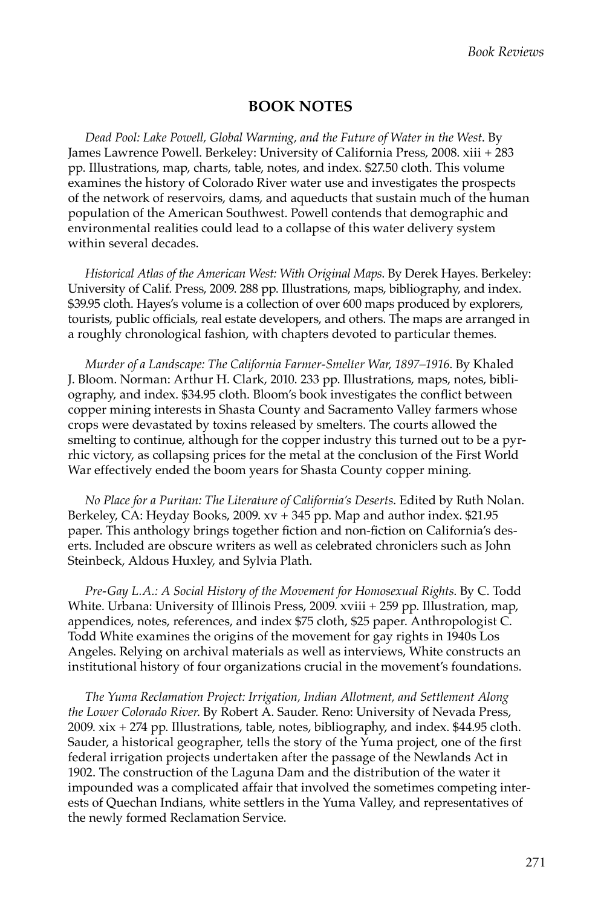## BOOK NOTES

*Dead Pool: Lake Powell, Global Warming, and the Future of Water in the West*. By James Lawrence Powell. Berkeley: University of California Press, 2008. xiii + 283 pp. Illustrations, map, charts, table, notes, and index. $27.50 cloth. This volume examines the history of Colorado River water use and investigates the prospects of the network of reservoirs, dams, and aqueducts that sustain much of the human population of the American Southwest. Powell contends that demographic and environmental realities could lead to a collapse of this water delivery system within several decades.

*Historical Atlas of the American West: With Original Maps*. By Derek Hayes. Berkeley: University of Calif. Press, 2009. 288 pp. Illustrations, maps, bibliography, and index. $39.95 cloth. Hayes's volume is a collection of over 600 maps produced by explorers, tourists, public officials, real estate developers, and others. The maps are arranged in a roughly chronological fashion, with chapters devoted to particular themes.

*Murder of a Landscape: The California Farmer-Smelter War, 1897–1916*. By Khaled J. Bloom. Norman: Arthur H. Clark, 2010. 233 pp. Illustrations, maps, notes, bibliography, and index. $34.95 cloth. Bloom's book investigates the conflict between copper mining interests in Shasta County and Sacramento Valley farmers whose crops were devastated by toxins released by smelters. The courts allowed the smelting to continue, although for the copper industry this turned out to be a pyrrhic victory, as collapsing prices for the metal at the conclusion of the First World War effectively ended the boom years for Shasta County copper mining.

*No Place for a Puritan: The Literature of California's Deserts*. Edited by Ruth Nolan. Berkeley, CA: Heyday Books, 2009. xv + 345 pp. Map and author index. $21.95 paper. This anthology brings together fiction and non-fiction on California's deserts. Included are obscure writers as well as celebrated chroniclers such as John Steinbeck, Aldous Huxley, and Sylvia Plath.

*Pre-Gay L.A.: A Social History of the Movement for Homosexual Rights*. By C. Todd White. Urbana: University of Illinois Press, 2009. xviii + 259 pp. Illustration, map, appendices, notes, references, and index $75 cloth, $25 paper. Anthropologist C. Todd White examines the origins of the movement for gay rights in 1940s Los Angeles. Relying on archival materials as well as interviews, White constructs an institutional history of four organizations crucial in the movement's foundations.

*The Yuma Reclamation Project: Irrigation, Indian Allotment, and Settlement Along the Lower Colorado River*. By Robert A. Sauder. Reno: University of Nevada Press, 2009. xix + 274 pp. Illustrations, table, notes, bibliography, and index. $44.95 cloth. Sauder, a historical geographer, tells the story of the Yuma project, one of the first federal irrigation projects undertaken after the passage of the Newlands Act in 1902. The construction of the Laguna Dam and the distribution of the water it impounded was a complicated affair that involved the sometimes competing interests of Quechan Indians, white settlers in the Yuma Valley, and representatives of the newly formed Reclamation Service.